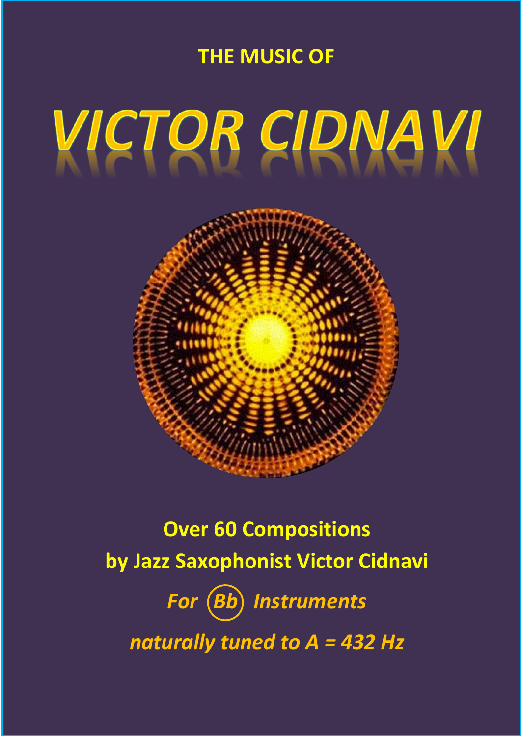THE MUSIC OF

# VICTOR CIDNAVI

**Over 60 Compositions**

**by Jazz Saxophonist Victor Cidnavi**

***For Bb Instruments***

***naturally tuned to A = 432 Hz***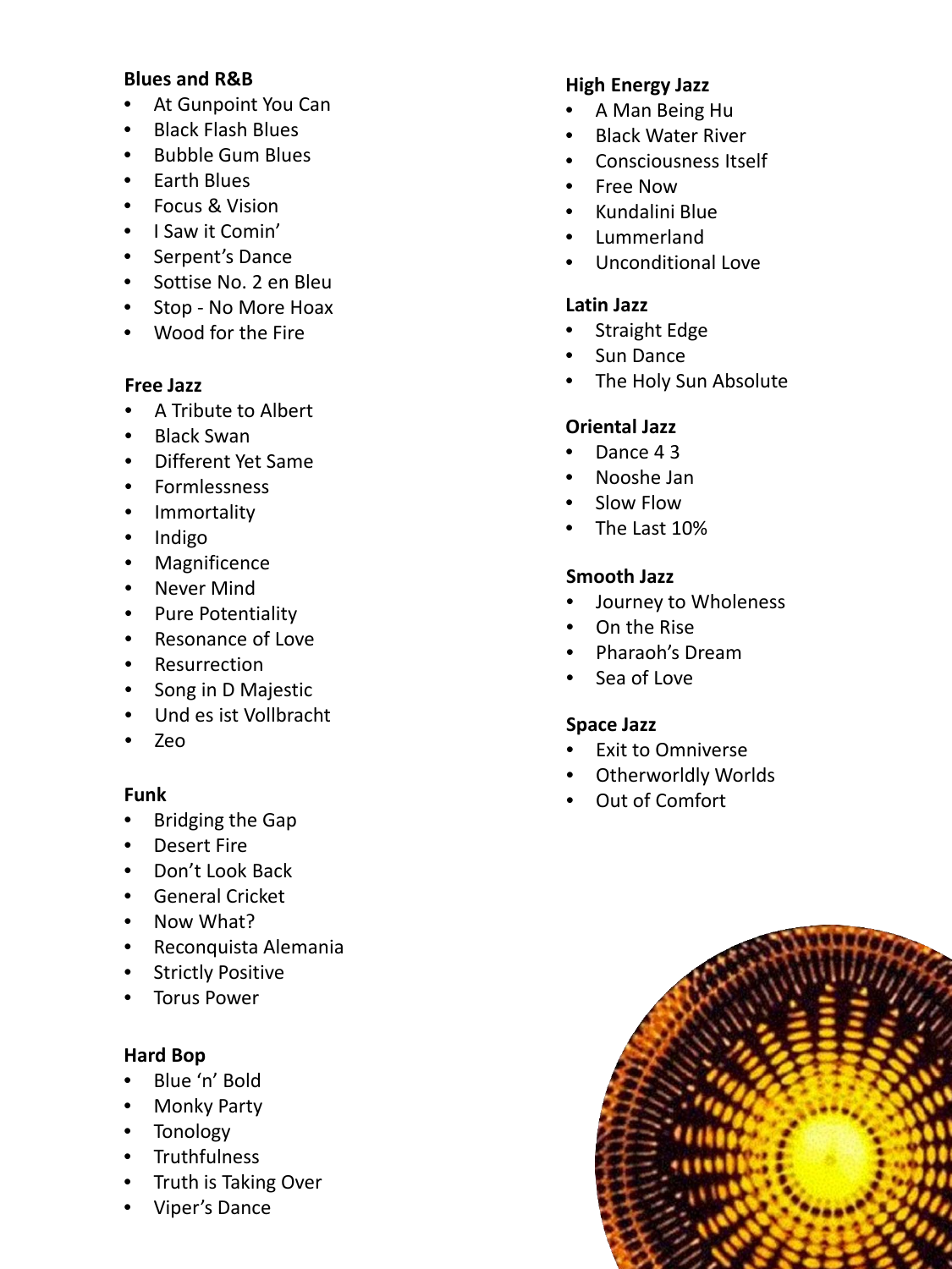**Blues and R&B**

- At Gunpoint You Can
- Black Flash Blues
- Bubble Gum Blues
- Earth Blues
- Focus & Vision
- I Saw it Comin'
- Serpent's Dance
- Sottise No. 2 en Bleu
- Stop - No More Hoax
- Wood for the Fire

**Free Jazz**

- A Tribute to Albert
- Black Swan
- Different Yet Same
- Formlessness
- Immortality
- Indigo
- Magnificence
- Never Mind
- Pure Potentiality
- Resonance of Love
- Resurrection
- Song in D Majestic
- Und es ist Vollbracht
- Zeo

**Funk**

- Bridging the Gap
- Desert Fire
- Don't Look Back
- General Cricket
- Now What?
- Reconquista Alemania
- Strictly Positive
- Torus Power

**Hard Bop**

- Blue 'n' Bold
- Monky Party
- Tonology
- Truthfulness
- Truth is Taking Over
- Viper's Dance

**High Energy Jazz**

- A Man Being Hu
- Black Water River
- Consciousness Itself
- Free Now
- Kundalini Blue
- Lummerland
- Unconditional Love

**Latin Jazz**

- Straight Edge
- Sun Dance
- The Holy Sun Absolute

**Oriental Jazz**

- Dance 4 3
- Nooshe Jan
- Slow Flow
- The Last 10%

**Smooth Jazz**

- Journey to Wholeness
- On the Rise
- Pharaoh's Dream
- Sea of Love

**Space Jazz**

- Exit to Omniverse
- Otherworldly Worlds
- Out of Comfort